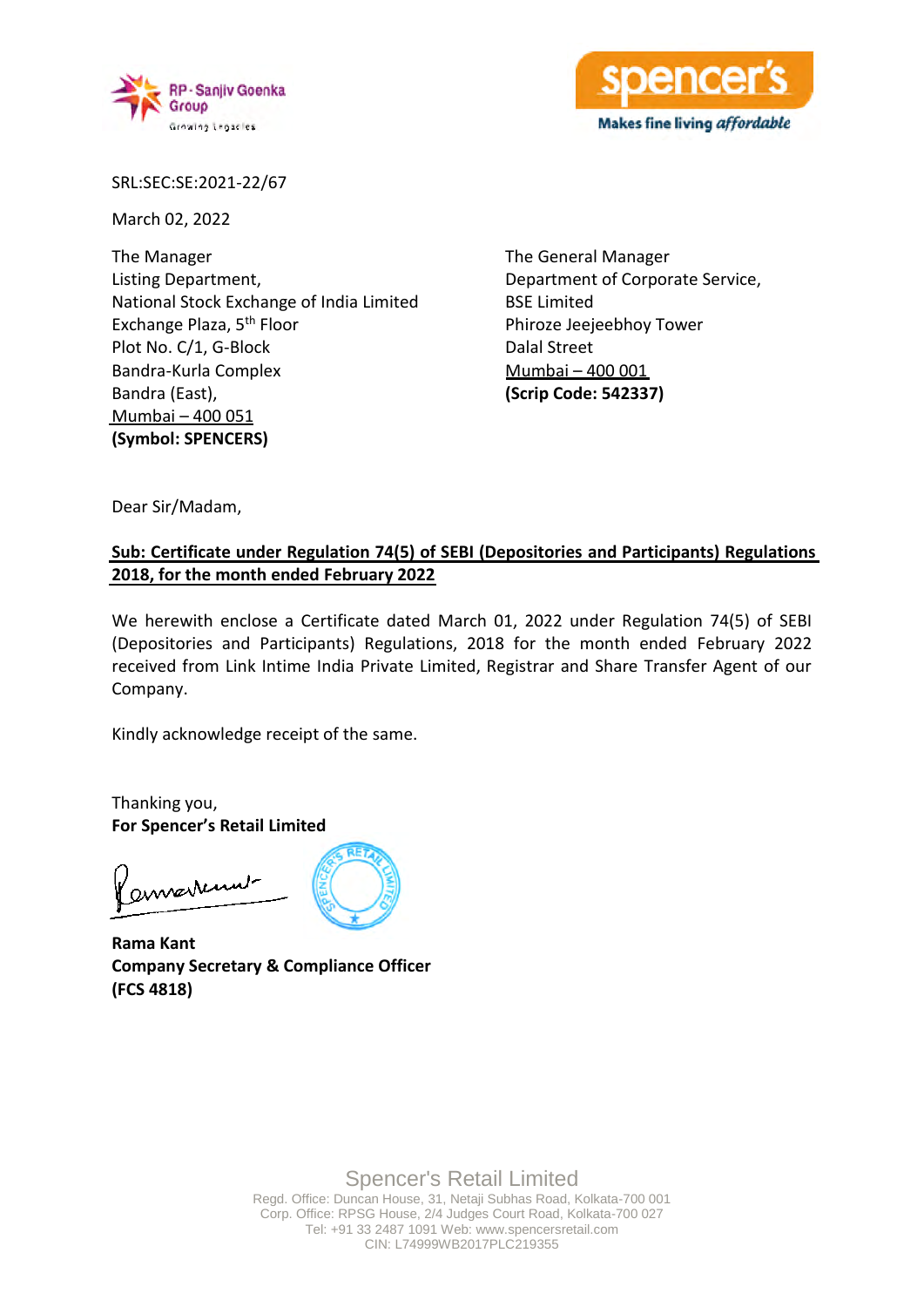SRL:SEC:SE:2021-22/67

March 02, 2022

The Manager
Listing Department,
National Stock Exchange of India Limited
Exchange Plaza, 5th Floor
Plot No. C/1, G-Block
Bandra-Kurla Complex
Bandra (East),
Mumbai – 400 051
**(Symbol: SPENCERS)**

The General Manager
Department of Corporate Service,
BSE Limited
Phiroze Jeejeebhoy Tower
Dalal Street
Mumbai – 400 001
**(Scrip Code: 542337)**

Dear Sir/Madam,

**Sub: Certificate under Regulation 74(5) of SEBI (Depositories and Participants) Regulations 2018, for the month ended February 2022**

We herewith enclose a Certificate dated March 01, 2022 under Regulation 74(5) of SEBI (Depositories and Participants) Regulations, 2018 for the month ended February 2022 received from Link Intime India Private Limited, Registrar and Share Transfer Agent of our Company.

Kindly acknowledge receipt of the same.

Thanking you,
**For Spencer's Retail Limited**

**Rama Kant**
**Company Secretary & Compliance Officer**
**(FCS 4818)**

Spencer's Retail Limited
Regd. Office: Duncan House, 31, Netaji Subhas Road, Kolkata-700 001
Corp. Office: RPSG House, 2/4 Judges Court Road, Kolkata-700 027
Tel: +91 33 2487 1091 Web: www.spencersretail.com
CIN: L74999WB2017PLC219355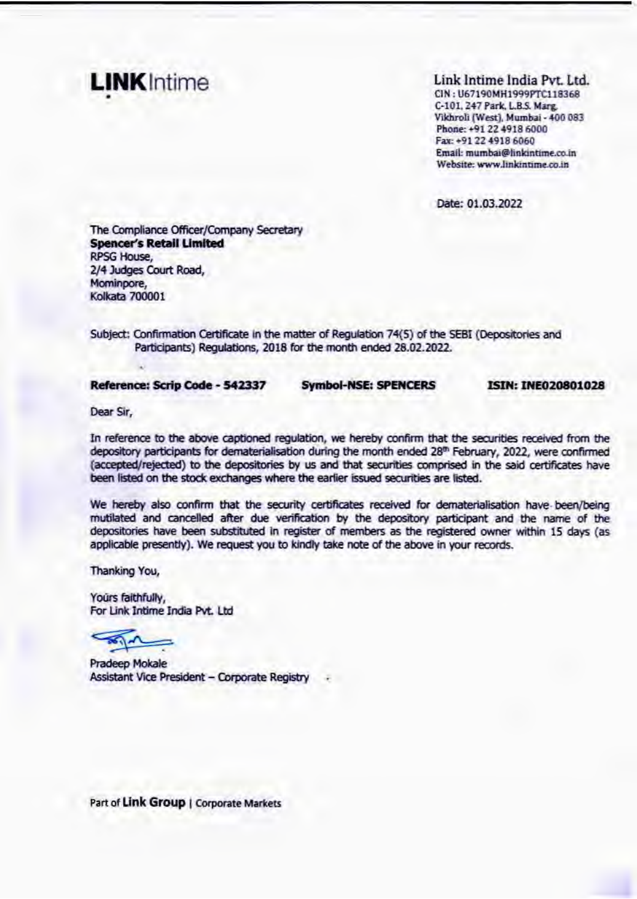**LINK**Intime

Link Intime India Pvt. Ltd.
CIN : U67190MH1999PTC118368
C-101, 247 Park, L.B.S. Marg,
Vikhroli (West), Mumbai - 400 083
Phone: +91 22 4918 6000
Fax: +91 22 4918 6060
Email: mumbai@linkintime.co.in
Website: www.linkintime.co.in

Date: 01.03.2022

The Compliance Officer/Company Secretary
**Spencer's Retail Limited**
RPSG House,
2/4 Judges Court Road,
Mominpore,
Kolkata 700001

Subject: Confirmation Certificate in the matter of Regulation 74(5) of the SEBI (Depositories and Participants) Regulations, 2018 for the month ended 28.02.2022.

**Reference: Scrip Code - 542337** **Symbol-NSE: SPENCERS** **ISIN: INE020801028**

Dear Sir,

In reference to the above captioned regulation, we hereby confirm that the securities received from the depository participants for dematerialisation during the month ended 28th February, 2022, were confirmed (accepted/rejected) to the depositories by us and that securities comprised in the said certificates have been listed on the stock exchanges where the earlier issued securities are listed.

We hereby also confirm that the security certificates received for dematerialisation have been/being mutilated and cancelled after due verification by the depository participant and the name of the depositories have been substituted in register of members as the registered owner within 15 days (as applicable presently). We request you to kindly take note of the above in your records.

Thanking You,

Yours faithfully,
For Link Intime India Pvt. Ltd

Pradeep Mokale
Assistant Vice President – Corporate Registry

Part of **Link Group** | Corporate Markets